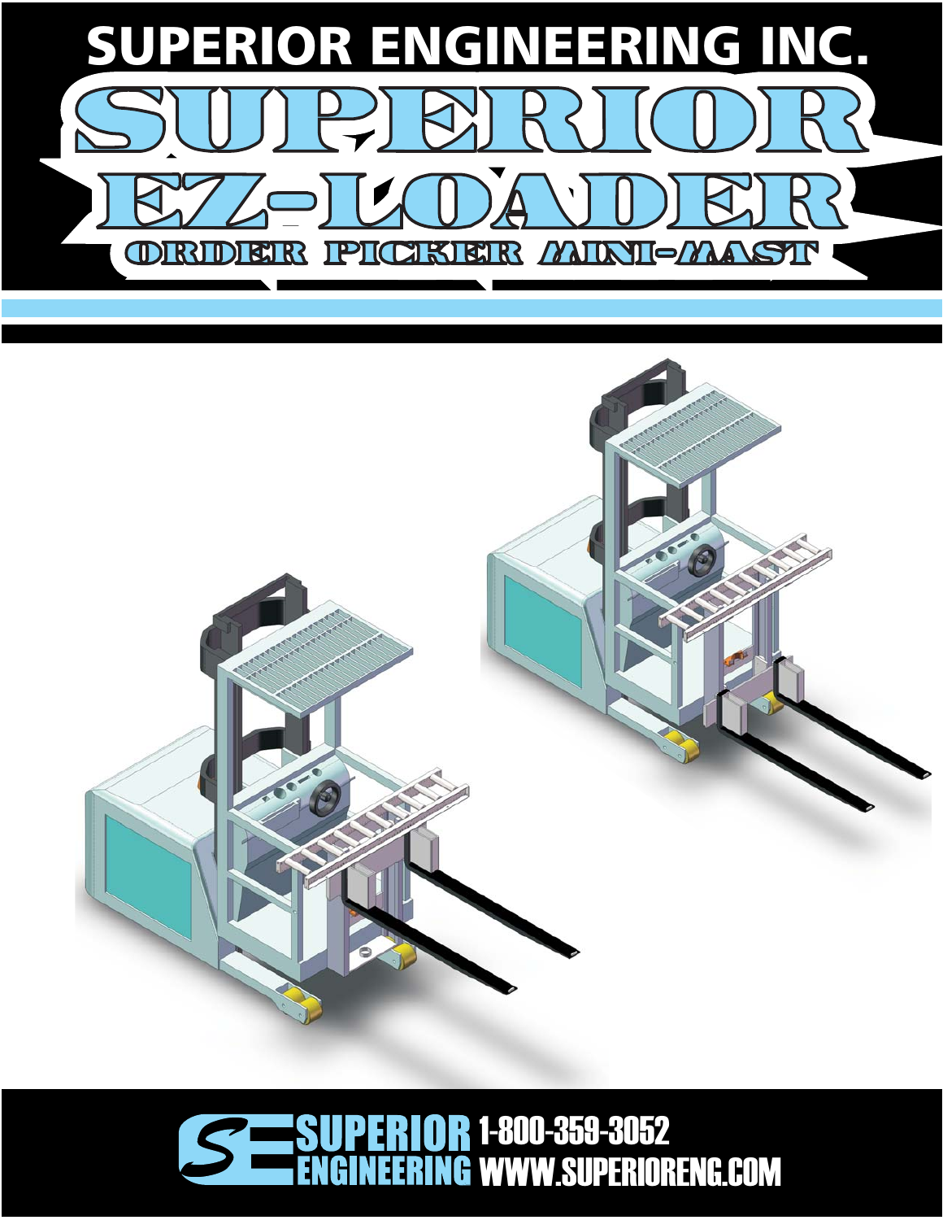# SUPERIOR ENGINEERING INC.

# SUPERIOR EZ-LOADER

## ORDER PICKER MINI-MAST

**SUPERIOR ENGINEERING** 1-800-359-3052 WWW.SUPERIORENG.COM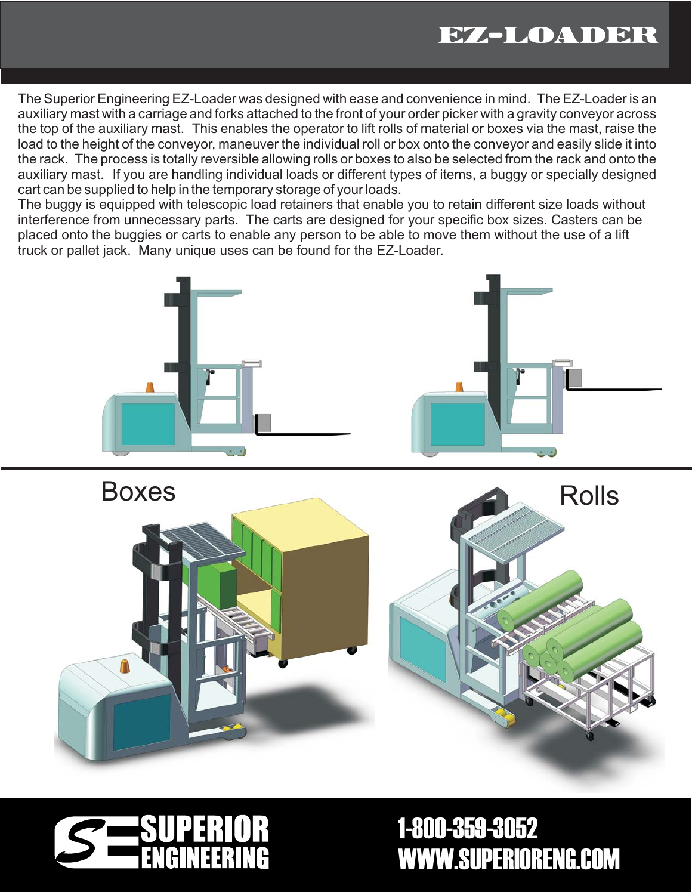# EZ-LOADER

The Superior Engineering EZ-Loader was designed with ease and convenience in mind. The EZ-Loader is an auxiliary mast with a carriage and forks attached to the front of your order picker with a gravity conveyor across the top of the auxiliary mast. This enables the operator to lift rolls of material or boxes via the mast, raise the load to the height of the conveyor, maneuver the individual roll or box onto the conveyor and easily slide it into the rack. The process is totally reversible allowing rolls or boxes to also be selected from the rack and onto the auxiliary mast. If you are handling individual loads or different types of items, a buggy or specially designed cart can be supplied to help in the temporary storage of your loads.
The buggy is equipped with telescopic load retainers that enable you to retain different size loads without interference from unnecessary parts. The carts are designed for your specific box sizes. Casters can be placed onto the buggies or carts to enable any person to be able to move them without the use of a lift truck or pallet jack. Many unique uses can be found for the EZ-Loader.

Boxes

Rolls

SUPERIOR ENGINEERING

1-800-359-3052
WWW.SUPERIORENG.COM